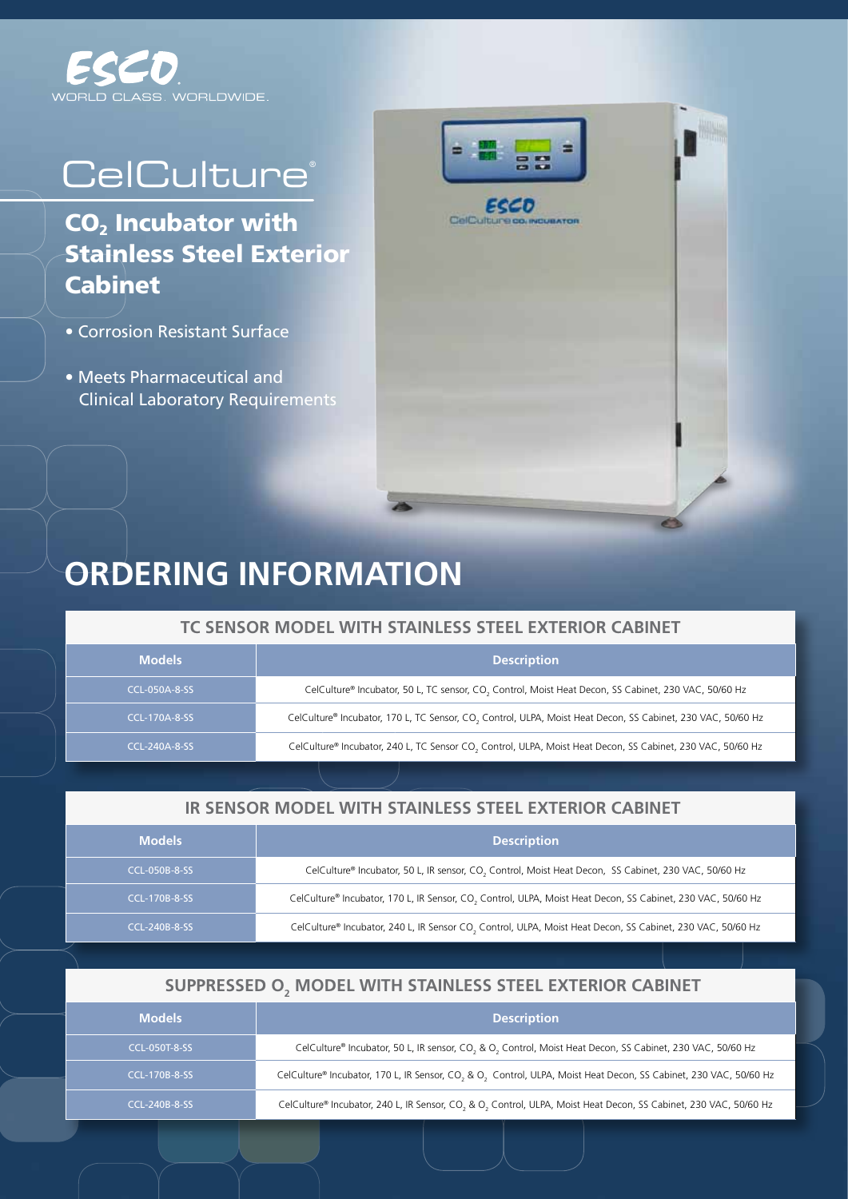ESCO
WORLD CLASS. WORLDWIDE.

# CelCulture®

## $CO_2$ Incubator with Stainless Steel Exterior Cabinet

- Corrosion Resistant Surface
- Meets Pharmaceutical and Clinical Laboratory Requirements

# ORDERING INFORMATION

### TC SENSOR MODEL WITH STAINLESS STEEL EXTERIOR CABINET

| Models | Description |
| --- | --- |
| CCL-050A-8-SS | CelCulture® Incubator, 50 L, TC sensor, $CO_2$ Control, Moist Heat Decon, SS Cabinet, 230 VAC, 50/60 Hz |
| CCL-170A-8-SS | CelCulture® Incubator, 170 L, TC Sensor, $CO_2$ Control, ULPA, Moist Heat Decon, SS Cabinet, 230 VAC, 50/60 Hz |
| CCL-240A-8-SS | CelCulture® Incubator, 240 L, TC Sensor $CO_2$ Control, ULPA, Moist Heat Decon, SS Cabinet, 230 VAC, 50/60 Hz |

### IR SENSOR MODEL WITH STAINLESS STEEL EXTERIOR CABINET

| Models | Description |
| --- | --- |
| CCL-050B-8-SS | CelCulture® Incubator, 50 L, IR sensor, $CO_2$ Control, Moist Heat Decon, SS Cabinet, 230 VAC, 50/60 Hz |
| CCL-170B-8-SS | CelCulture® Incubator, 170 L, IR Sensor, $CO_2$ Control, ULPA, Moist Heat Decon, SS Cabinet, 230 VAC, 50/60 Hz |
| CCL-240B-8-SS | CelCulture® Incubator, 240 L, IR Sensor $CO_2$ Control, ULPA, Moist Heat Decon, SS Cabinet, 230 VAC, 50/60 Hz |

### SUPPRESSED $O_2$ MODEL WITH STAINLESS STEEL EXTERIOR CABINET

| Models | Description |
| --- | --- |
| CCL-050T-8-SS | CelCulture® Incubator, 50 L, IR sensor, $CO_2$ & $O_2$ Control, Moist Heat Decon, SS Cabinet, 230 VAC, 50/60 Hz |
| CCL-170B-8-SS | CelCulture® Incubator, 170 L, IR Sensor, $CO_2$ & $O_2$ Control, ULPA, Moist Heat Decon, SS Cabinet, 230 VAC, 50/60 Hz |
| CCL-240B-8-SS | CelCulture® Incubator, 240 L, IR Sensor, $CO_2$ & $O_2$ Control, ULPA, Moist Heat Decon, SS Cabinet, 230 VAC, 50/60 Hz |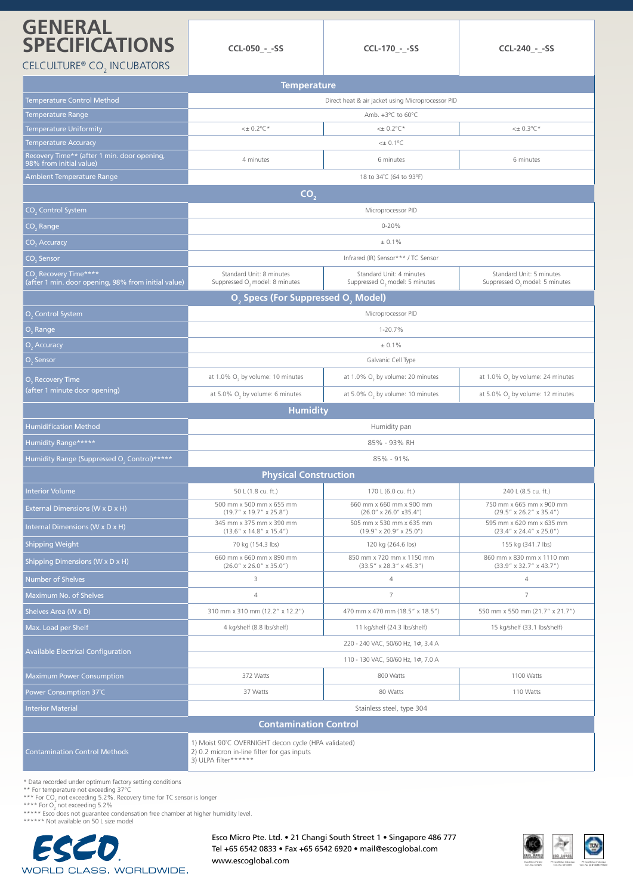# GENERAL SPECIFICATIONS

CELCULTURE® $CO_2$ INCUBATORS

| | CCL-050_-_-SS | CCL-170_-_-SS | CCL-240_-_-SS |
|---|---|---|---|
| **Temperature** | | | |
| Temperature Control Method | Direct heat & air jacket using Microprocessor PID | | |
| Temperature Range | Amb. +3°C to 60°C | | |
| Temperature Uniformity | <± 0.2°C* | <± 0.2°C* | <± 0.3°C* |
| Temperature Accuracy | <± 0.1°C | | |
| Recovery Time** (after 1 min. door opening, 98% from initial value) | 4 minutes | 6 minutes | 6 minutes |
| Ambient Temperature Range | 18 to 34˚C (64 to 93ºF) | | |
| **$CO_2$** | | | |
| $CO_2$ Control System | Microprocessor PID | | |
| $CO_2$ Range | 0-20% | | |
| $CO_2$ Accuracy | ± 0.1% | | |
| $CO_2$ Sensor | Infrared (IR) Sensor*** / TC Sensor | | |
| $CO_2$ Recovery Time**** (after 1 min. door opening, 98% from initial value) | Standard Unit: 8 minutes<br>Suppressed $O_2$ model: 8 minutes | Standard Unit: 4 minutes<br>Suppressed $O_2$ model: 5 minutes | Standard Unit: 5 minutes<br>Suppressed $O_2$ model: 5 minutes |
| **$O_2$ Specs (For Suppressed $O_2$ Model)** | | | |
| $O_2$ Control System | Microprocessor PID | | |
| $O_2$ Range | 1-20.7% | | |
| $O_2$ Accuracy | ± 0.1% | | |
| $O_2$ Sensor | Galvanic Cell Type | | |
| $O_2$ Recovery Time (after 1 minute door opening) | at 1.0% $O_2$ by volume: 10 minutes | at 1.0% $O_2$ by volume: 20 minutes | at 1.0% $O_2$ by volume: 24 minutes |
| | at 5.0% $O_2$ by volume: 6 minutes | at 5.0% $O_2$ by volume: 10 minutes | at 5.0% $O_2$ by volume: 12 minutes |
| **Humidity** | | | |
| Humidification Method | Humidity pan | | |
| Humidity Range***** | 85% - 93% RH | | |
| Humidity Range (Suppressed $O_2$ Control)***** | 85% - 91% | | |
| **Physical Construction** | | | |
| Interior Volume | 50 L (1.8 cu. ft.) | 170 L (6.0 cu. ft.) | 240 L (8.5 cu. ft.) |
| External Dimensions (W x D x H) | 500 mm x 500 mm x 655 mm<br>(19.7" x 19.7" x 25.8") | 660 mm x 660 mm x 900 mm<br>(26.0" x 26.0" x35.4") | 750 mm x 665 mm x 900 mm<br>(29.5" x 26.2" x 35.4") |
| Internal Dimensions (W x D x H) | 345 mm x 375 mm x 390 mm<br>(13.6" x 14.8" x 15.4") | 505 mm x 530 mm x 635 mm<br>(19.9" x 20.9" x 25.0") | 595 mm x 620 mm x 635 mm<br>(23.4" x 24.4" x 25.0") |
| Shipping Weight | 70 kg (154.3 lbs) | 120 kg (264.6 lbs) | 155 kg (341.7 lbs) |
| Shipping Dimensions (W x D x H) | 660 mm x 660 mm x 890 mm<br>(26.0" x 26.0" x 35.0") | 850 mm x 720 mm x 1150 mm<br>(33.5" x 28.3" x 45.3") | 860 mm x 830 mm x 1110 mm<br>(33.9" x 32.7" x 43.7") |
| Number of Shelves | 3 | 4 | 4 |
| Maximum No. of Shelves | 4 | 7 | 7 |
| Shelves Area (W x D) | 310 mm x 310 mm (12.2" x 12.2") | 470 mm x 470 mm (18.5" x 18.5") | 550 mm x 550 mm (21.7" x 21.7") |
| Max. Load per Shelf | 4 kg/shelf (8.8 lbs/shelf) | 11 kg/shelf (24.3 lbs/shelf) | 15 kg/shelf (33.1 lbs/shelf) |
| Available Electrical Configuration | 220 - 240 VAC, 50/60 Hz, 1Φ, 3.4 A | | |
| | 110 - 130 VAC, 50/60 Hz, 1Φ, 7.0 A | | |
| Maximum Power Consumption | 372 Watts | 800 Watts | 1100 Watts |
| Power Consumption 37˚C | 37 Watts | 80 Watts | 110 Watts |
| Interior Material | Stainless steel, type 304 | | |
| **Contamination Control** | | | |
| Contamination Control Methods | 1) Moist 90˚C OVERNIGHT decon cycle (HPA validated)<br>2) 0.2 micron in-line filter for gas inputs<br>3) ULPA filter****** | | |

\* Data recorded under optimum factory setting conditions
** For temperature not exceeding 37°C
*** For $CO_2$ not exceeding 5.2%. Recovery time for TC sensor is longer
**** For $O_2$ not exceeding 5.2%
***** Esco does not guarantee condensation free chamber at higher humidity level.
****** Not available on 50 L size model

ESCO WORLD CLASS. WORLDWIDE.

Esco Micro Pte. Ltd. • 21 Changi South Street 1 • Singapore 486 777
Tel +65 6542 0833 • Fax +65 6542 6920 • mail@escoglobal.com
www.escoglobal.com